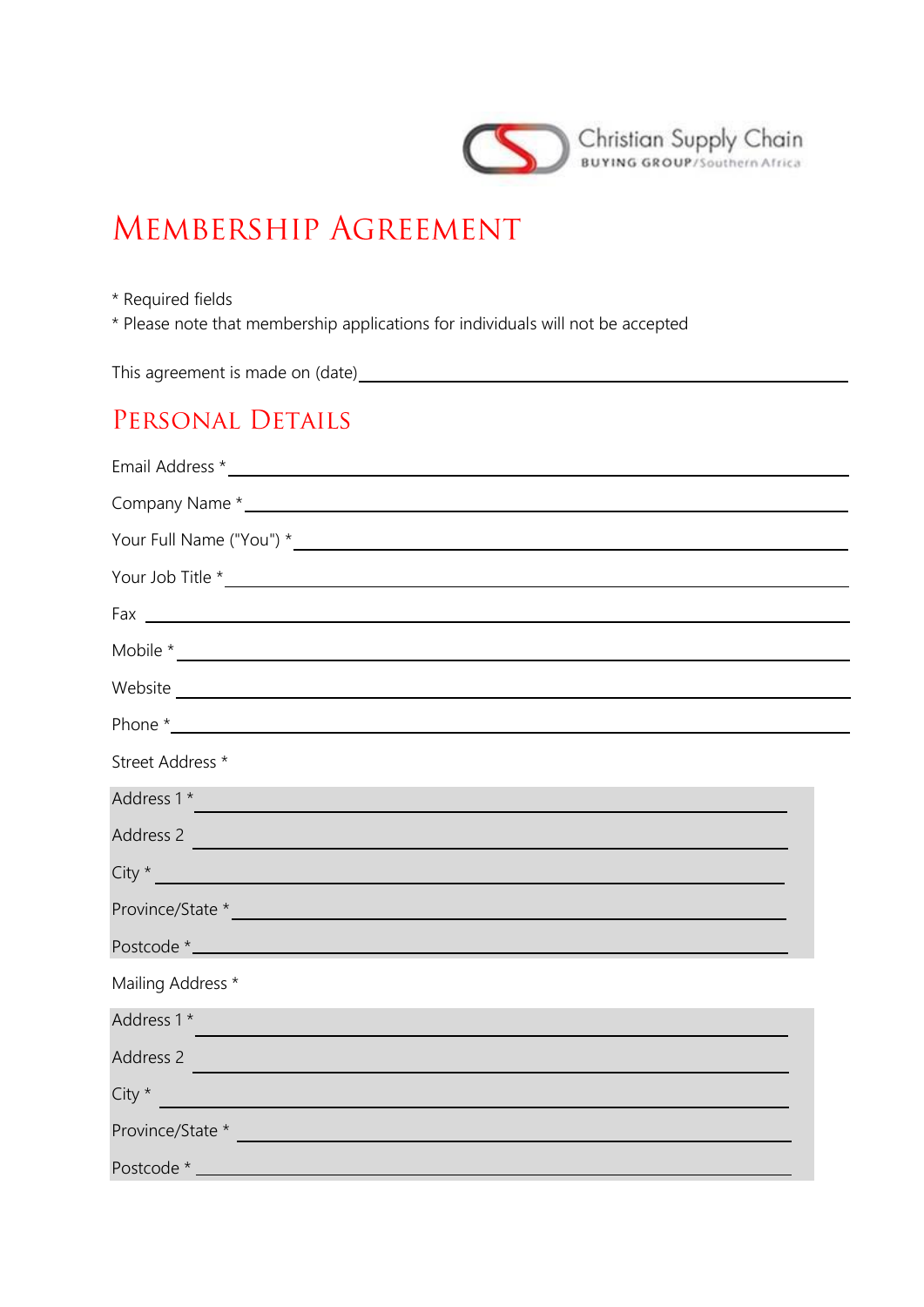Christian Supply Chain
BUYING GROUP/Southern Africa

# MEMBERSHIP AGREEMENT

* Required fields
* Please note that membership applications for individuals will not be accepted

This agreement is made on (date) ______________________________

## PERSONAL DETAILS

Email Address * ______________________________

Company Name * ______________________________

Your Full Name ("You") * ______________________________

Your Job Title * ______________________________

Fax ______________________________

Mobile * ______________________________

Website ______________________________

Phone * ______________________________

Street Address *

Address 1 * ______________________________

Address 2 ______________________________

City * ______________________________

Province/State * ______________________________

Postcode * ______________________________

Mailing Address *

Address 1 * ______________________________

Address 2 ______________________________

City * ______________________________

Province/State * ______________________________

Postcode * ______________________________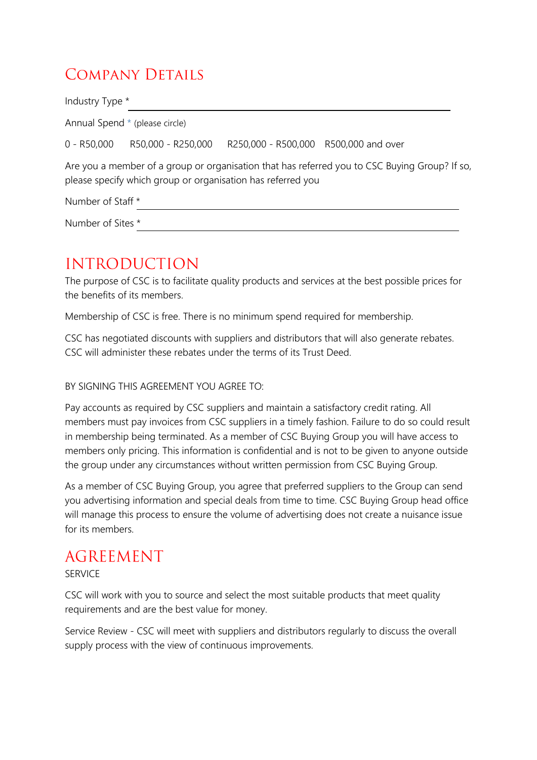## Company Details

Industry Type * ______________________________

Annual Spend * (please circle)

0 - R50,000  R50,000 - R250,000  R250,000 - R500,000  R500,000 and over

Are you a member of a group or organisation that has referred you to CSC Buying Group? If so, please specify which group or organisation has referred you

Number of Staff * ______________________________

Number of Sites * ______________________________

## INTRODUCTION

The purpose of CSC is to facilitate quality products and services at the best possible prices for the benefits of its members.

Membership of CSC is free. There is no minimum spend required for membership.

CSC has negotiated discounts with suppliers and distributors that will also generate rebates. CSC will administer these rebates under the terms of its Trust Deed.

BY SIGNING THIS AGREEMENT YOU AGREE TO:

Pay accounts as required by CSC suppliers and maintain a satisfactory credit rating. All members must pay invoices from CSC suppliers in a timely fashion. Failure to do so could result in membership being terminated. As a member of CSC Buying Group you will have access to members only pricing. This information is confidential and is not to be given to anyone outside the group under any circumstances without written permission from CSC Buying Group.

As a member of CSC Buying Group, you agree that preferred suppliers to the Group can send you advertising information and special deals from time to time. CSC Buying Group head office will manage this process to ensure the volume of advertising does not create a nuisance issue for its members.

## AGREEMENT

SERVICE

CSC will work with you to source and select the most suitable products that meet quality requirements and are the best value for money.

Service Review - CSC will meet with suppliers and distributors regularly to discuss the overall supply process with the view of continuous improvements.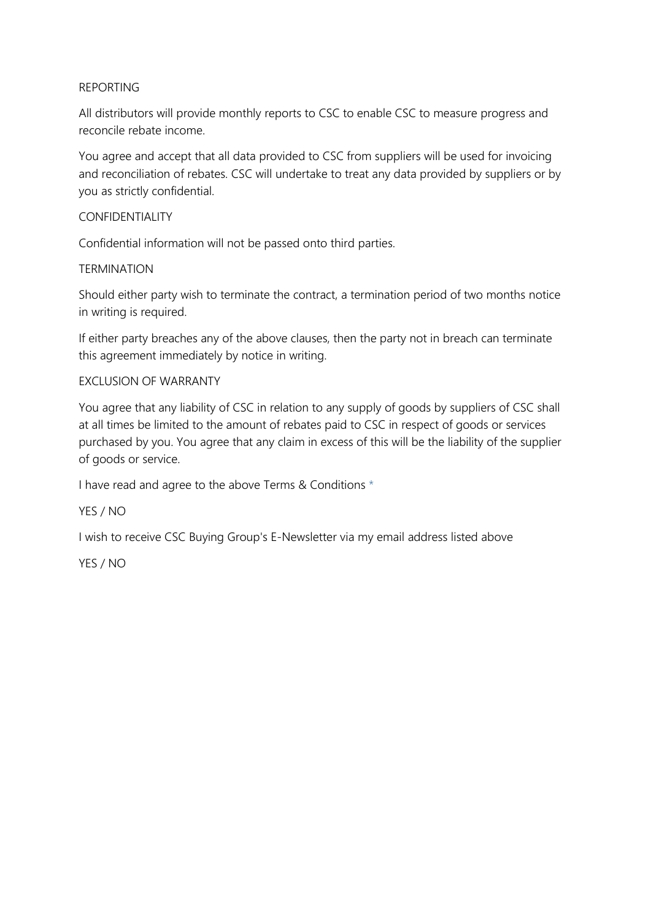## REPORTING

All distributors will provide monthly reports to CSC to enable CSC to measure progress and reconcile rebate income.

You agree and accept that all data provided to CSC from suppliers will be used for invoicing and reconciliation of rebates. CSC will undertake to treat any data provided by suppliers or by you as strictly confidential.

## CONFIDENTIALITY

Confidential information will not be passed onto third parties.

## TERMINATION

Should either party wish to terminate the contract, a termination period of two months notice in writing is required.

If either party breaches any of the above clauses, then the party not in breach can terminate this agreement immediately by notice in writing.

## EXCLUSION OF WARRANTY

You agree that any liability of CSC in relation to any supply of goods by suppliers of CSC shall at all times be limited to the amount of rebates paid to CSC in respect of goods or services purchased by you. You agree that any claim in excess of this will be the liability of the supplier of goods or service.

I have read and agree to the above Terms & Conditions *

YES / NO

I wish to receive CSC Buying Group's E-Newsletter via my email address listed above

YES / NO